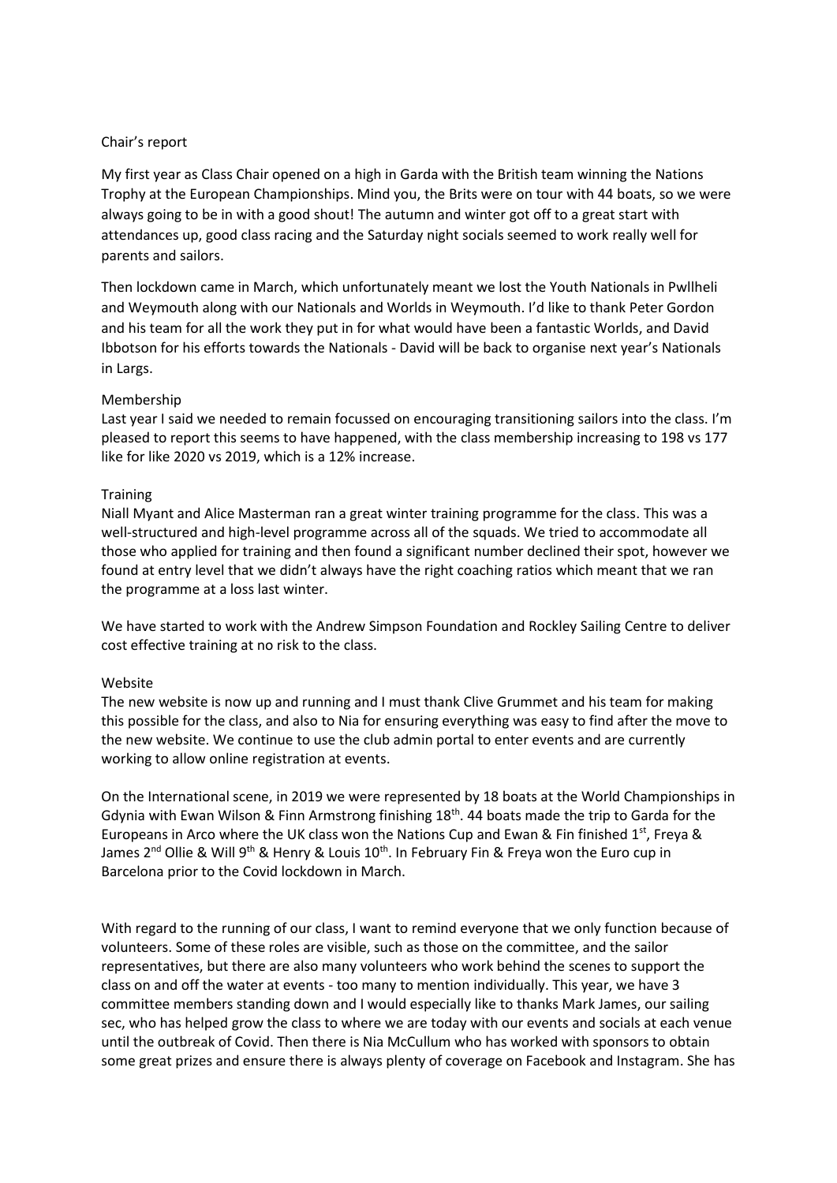Chair's report

My first year as Class Chair opened on a high in Garda with the British team winning the Nations Trophy at the European Championships. Mind you, the Brits were on tour with 44 boats, so we were always going to be in with a good shout! The autumn and winter got off to a great start with attendances up, good class racing and the Saturday night socials seemed to work really well for parents and sailors.

Then lockdown came in March, which unfortunately meant we lost the Youth Nationals in Pwllheli and Weymouth along with our Nationals and Worlds in Weymouth. I'd like to thank Peter Gordon and his team for all the work they put in for what would have been a fantastic Worlds, and David Ibbotson for his efforts towards the Nationals - David will be back to organise next year's Nationals in Largs.

Membership
Last year I said we needed to remain focussed on encouraging transitioning sailors into the class. I'm pleased to report this seems to have happened, with the class membership increasing to 198 vs 177 like for like 2020 vs 2019, which is a 12% increase.

Training
Niall Myant and Alice Masterman ran a great winter training programme for the class. This was a well-structured and high-level programme across all of the squads. We tried to accommodate all those who applied for training and then found a significant number declined their spot, however we found at entry level that we didn't always have the right coaching ratios which meant that we ran the programme at a loss last winter.

We have started to work with the Andrew Simpson Foundation and Rockley Sailing Centre to deliver cost effective training at no risk to the class.

Website
The new website is now up and running and I must thank Clive Grummet and his team for making this possible for the class, and also to Nia for ensuring everything was easy to find after the move to the new website. We continue to use the club admin portal to enter events and are currently working to allow online registration at events.

On the International scene, in 2019 we were represented by 18 boats at the World Championships in Gdynia with Ewan Wilson & Finn Armstrong finishing 18th. 44 boats made the trip to Garda for the Europeans in Arco where the UK class won the Nations Cup and Ewan & Fin finished 1st, Freya & James 2nd Ollie & Will 9th & Henry & Louis 10th. In February Fin & Freya won the Euro cup in Barcelona prior to the Covid lockdown in March.

With regard to the running of our class, I want to remind everyone that we only function because of volunteers. Some of these roles are visible, such as those on the committee, and the sailor representatives, but there are also many volunteers who work behind the scenes to support the class on and off the water at events - too many to mention individually. This year, we have 3 committee members standing down and I would especially like to thanks Mark James, our sailing sec, who has helped grow the class to where we are today with our events and socials at each venue until the outbreak of Covid. Then there is Nia McCullum who has worked with sponsors to obtain some great prizes and ensure there is always plenty of coverage on Facebook and Instagram. She has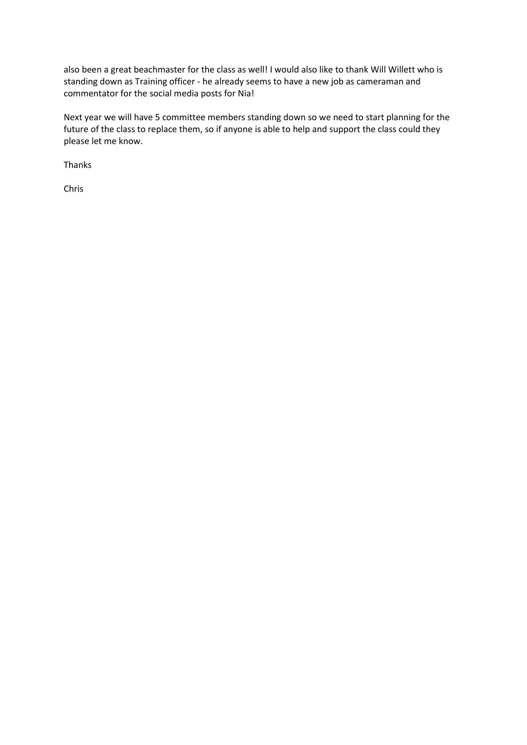also been a great beachmaster for the class as well! I would also like to thank Will Willett who is standing down as Training officer - he already seems to have a new job as cameraman and commentator for the social media posts for Nia!

Next year we will have 5 committee members standing down so we need to start planning for the future of the class to replace them, so if anyone is able to help and support the class could they please let me know.

Thanks

Chris